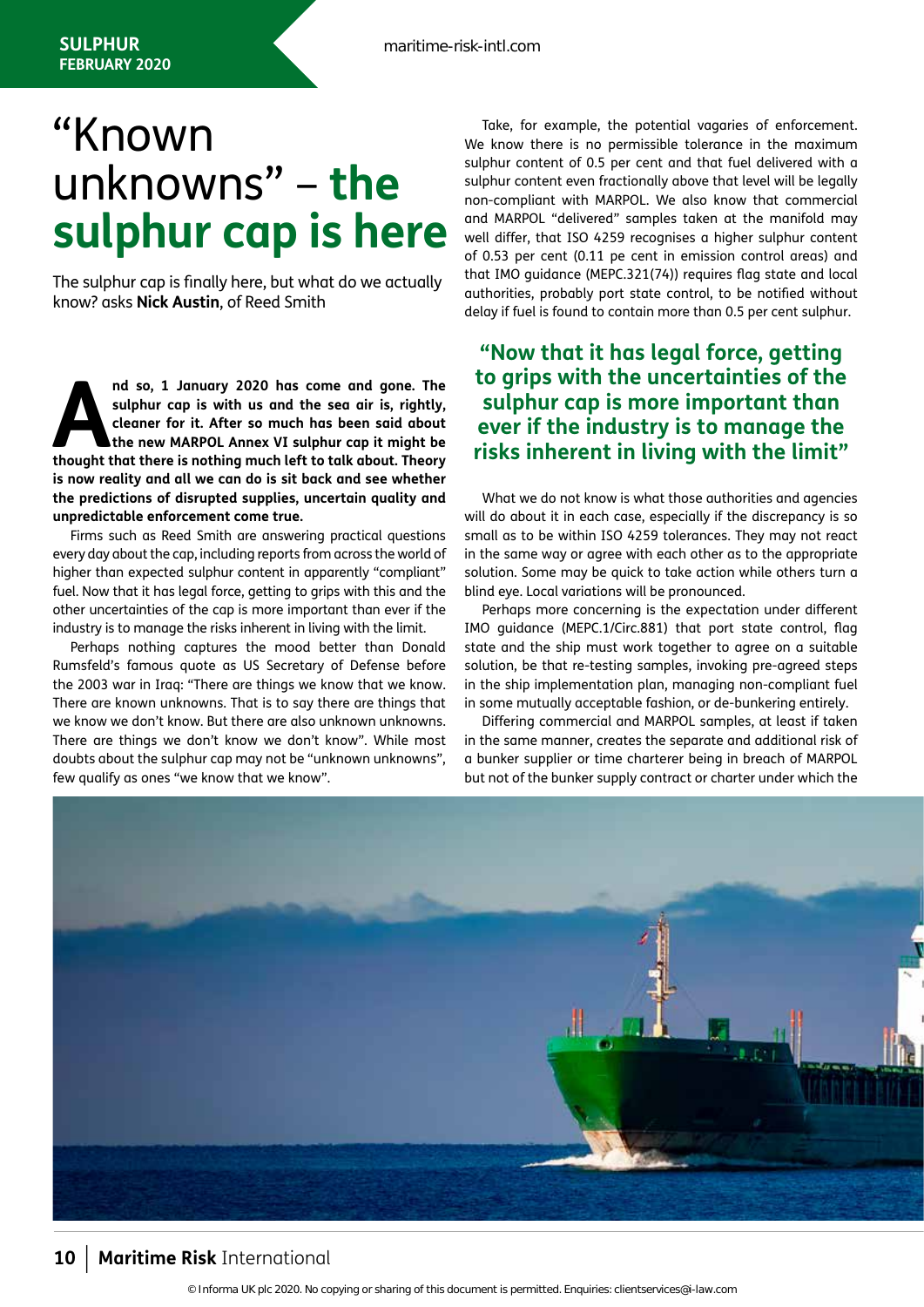# "Known unknowns" – the sulphur cap is here

The sulphur cap is finally here, but what do we actually know? asks **Nick Austin**, of Reed Smith

**And so, 1 January 2020 has come and gone. The sulphur cap is with us and the sea air is, rightly, cleaner for it. After so much has been said about the new MARPOL Annex VI sulphur cap it might be thought that there is nothing much left to talk about. Theory is now reality and all we can do is sit back and see whether the predictions of disrupted supplies, uncertain quality and unpredictable enforcement come true.**

Firms such as Reed Smith are answering practical questions every day about the cap, including reports from across the world of higher than expected sulphur content in apparently "compliant" fuel. Now that it has legal force, getting to grips with this and the other uncertainties of the cap is more important than ever if the industry is to manage the risks inherent in living with the limit.

Perhaps nothing captures the mood better than Donald Rumsfeld's famous quote as US Secretary of Defense before the 2003 war in Iraq: "There are things we know that we know. There are known unknowns. That is to say there are things that we know we don't know. But there are also unknown unknowns. There are things we don't know we don't know". While most doubts about the sulphur cap may not be "unknown unknowns", few qualify as ones "we know that we know".

Take, for example, the potential vagaries of enforcement. We know there is no permissible tolerance in the maximum sulphur content of 0.5 per cent and that fuel delivered with a sulphur content even fractionally above that level will be legally non-compliant with MARPOL. We also know that commercial and MARPOL "delivered" samples taken at the manifold may well differ, that ISO 4259 recognises a higher sulphur content of 0.53 per cent (0.11 pe cent in emission control areas) and that IMO guidance (MEPC.321(74)) requires flag state and local authorities, probably port state control, to be notified without delay if fuel is found to contain more than 0.5 per cent sulphur.

> **"Now that it has legal force, getting to grips with the uncertainties of the sulphur cap is more important than ever if the industry is to manage the risks inherent in living with the limit"**

What we do not know is what those authorities and agencies will do about it in each case, especially if the discrepancy is so small as to be within ISO 4259 tolerances. They may not react in the same way or agree with each other as to the appropriate solution. Some may be quick to take action while others turn a blind eye. Local variations will be pronounced.

Perhaps more concerning is the expectation under different IMO guidance (MEPC.1/Circ.881) that port state control, flag state and the ship must work together to agree on a suitable solution, be that re-testing samples, invoking pre-agreed steps in the ship implementation plan, managing non-compliant fuel in some mutually acceptable fashion, or de-bunkering entirely.

Differing commercial and MARPOL samples, at least if taken in the same manner, creates the separate and additional risk of a bunker supplier or time charterer being in breach of MARPOL but not of the bunker supply contract or charter under which the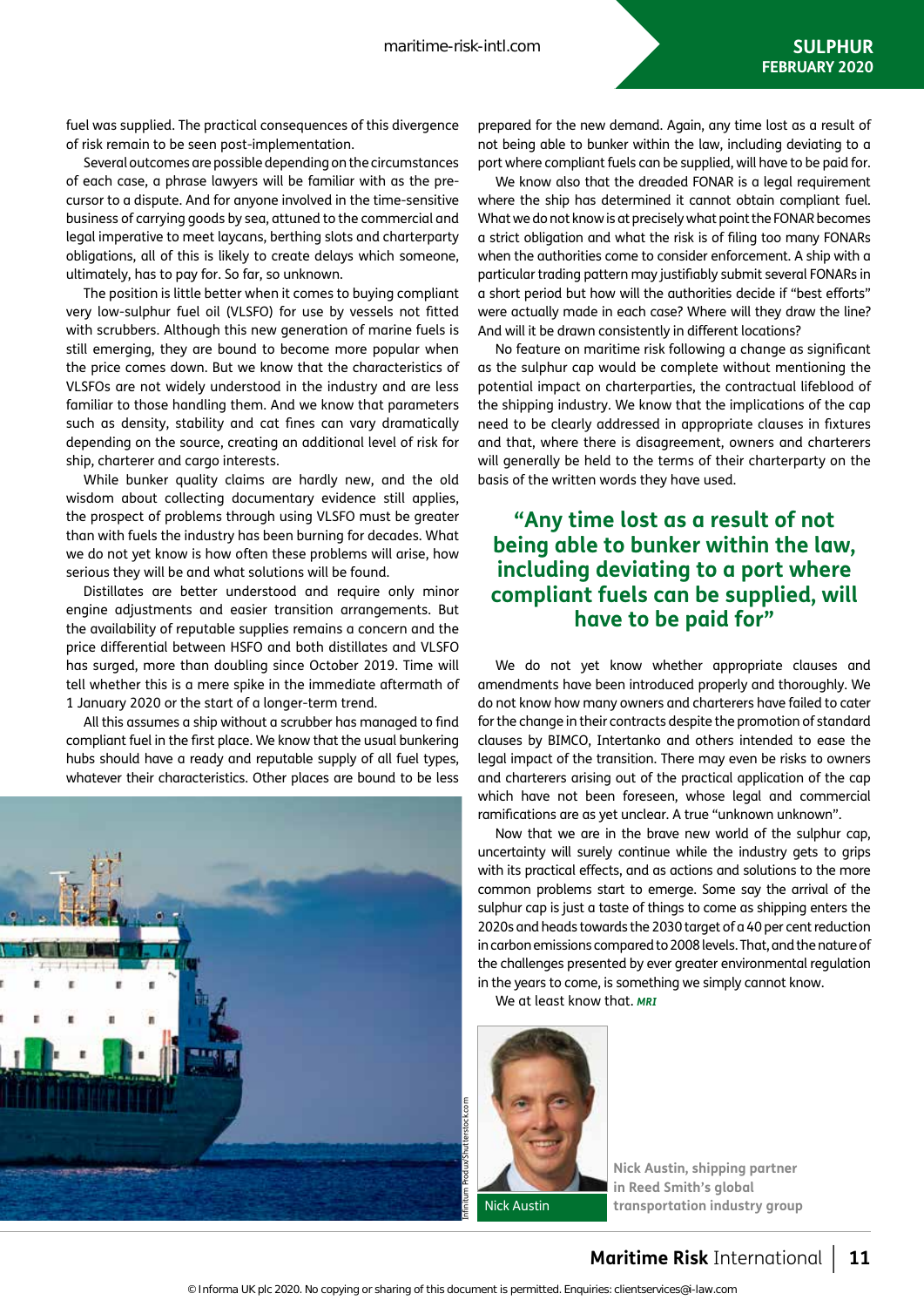fuel was supplied. The practical consequences of this divergence of risk remain to be seen post-implementation.

Several outcomes are possible depending on the circumstances of each case, a phrase lawyers will be familiar with as the precursor to a dispute. And for anyone involved in the time-sensitive business of carrying goods by sea, attuned to the commercial and legal imperative to meet laycans, berthing slots and charterparty obligations, all of this is likely to create delays which someone, ultimately, has to pay for. So far, so unknown.

The position is little better when it comes to buying compliant very low-sulphur fuel oil (VLSFO) for use by vessels not fitted with scrubbers. Although this new generation of marine fuels is still emerging, they are bound to become more popular when the price comes down. But we know that the characteristics of VLSFOs are not widely understood in the industry and are less familiar to those handling them. And we know that parameters such as density, stability and cat fines can vary dramatically depending on the source, creating an additional level of risk for ship, charterer and cargo interests.

While bunker quality claims are hardly new, and the old wisdom about collecting documentary evidence still applies, the prospect of problems through using VLSFO must be greater than with fuels the industry has been burning for decades. What we do not yet know is how often these problems will arise, how serious they will be and what solutions will be found.

Distillates are better understood and require only minor engine adjustments and easier transition arrangements. But the availability of reputable supplies remains a concern and the price differential between HSFO and both distillates and VLSFO has surged, more than doubling since October 2019. Time will tell whether this is a mere spike in the immediate aftermath of 1 January 2020 or the start of a longer-term trend.

All this assumes a ship without a scrubber has managed to find compliant fuel in the first place. We know that the usual bunkering hubs should have a ready and reputable supply of all fuel types, whatever their characteristics. Other places are bound to be less prepared for the new demand. Again, any time lost as a result of not being able to bunker within the law, including deviating to a port where compliant fuels can be supplied, will have to be paid for.

We know also that the dreaded FONAR is a legal requirement where the ship has determined it cannot obtain compliant fuel. What we do not know is at precisely what point the FONAR becomes a strict obligation and what the risk is of filing too many FONARs when the authorities come to consider enforcement. A ship with a particular trading pattern may justifiably submit several FONARs in a short period but how will the authorities decide if "best efforts" were actually made in each case? Where will they draw the line? And will it be drawn consistently in different locations?

No feature on maritime risk following a change as significant as the sulphur cap would be complete without mentioning the potential impact on charterparties, the contractual lifeblood of the shipping industry. We know that the implications of the cap need to be clearly addressed in appropriate clauses in fixtures and that, where there is disagreement, owners and charterers will generally be held to the terms of their charterparty on the basis of the written words they have used.

**"Any time lost as a result of not being able to bunker within the law, including deviating to a port where compliant fuels can be supplied, will have to be paid for"**

We do not yet know whether appropriate clauses and amendments have been introduced properly and thoroughly. We do not know how many owners and charterers have failed to cater for the change in their contracts despite the promotion of standard clauses by BIMCO, Intertanko and others intended to ease the legal impact of the transition. There may even be risks to owners and charterers arising out of the practical application of the cap which have not been foreseen, whose legal and commercial ramifications are as yet unclear. A true "unknown unknown".

Now that we are in the brave new world of the sulphur cap, uncertainty will surely continue while the industry gets to grips with its practical effects, and as actions and solutions to the more common problems start to emerge. Some say the arrival of the sulphur cap is just a taste of things to come as shipping enters the 2020s and heads towards the 2030 target of a 40 per cent reduction in carbon emissions compared to 2008 levels. That, and the nature of the challenges presented by ever greater environmental regulation in the years to come, is something we simply cannot know.

We at least know that. *MRI*

Infinitum Produx/Shutterstock.com

Nick Austin

**Nick Austin, shipping partner in Reed Smith's global transportation industry group**

© Informa UK plc 2020. No copying or sharing of this document is permitted. Enquiries: clientservices@i-law.com